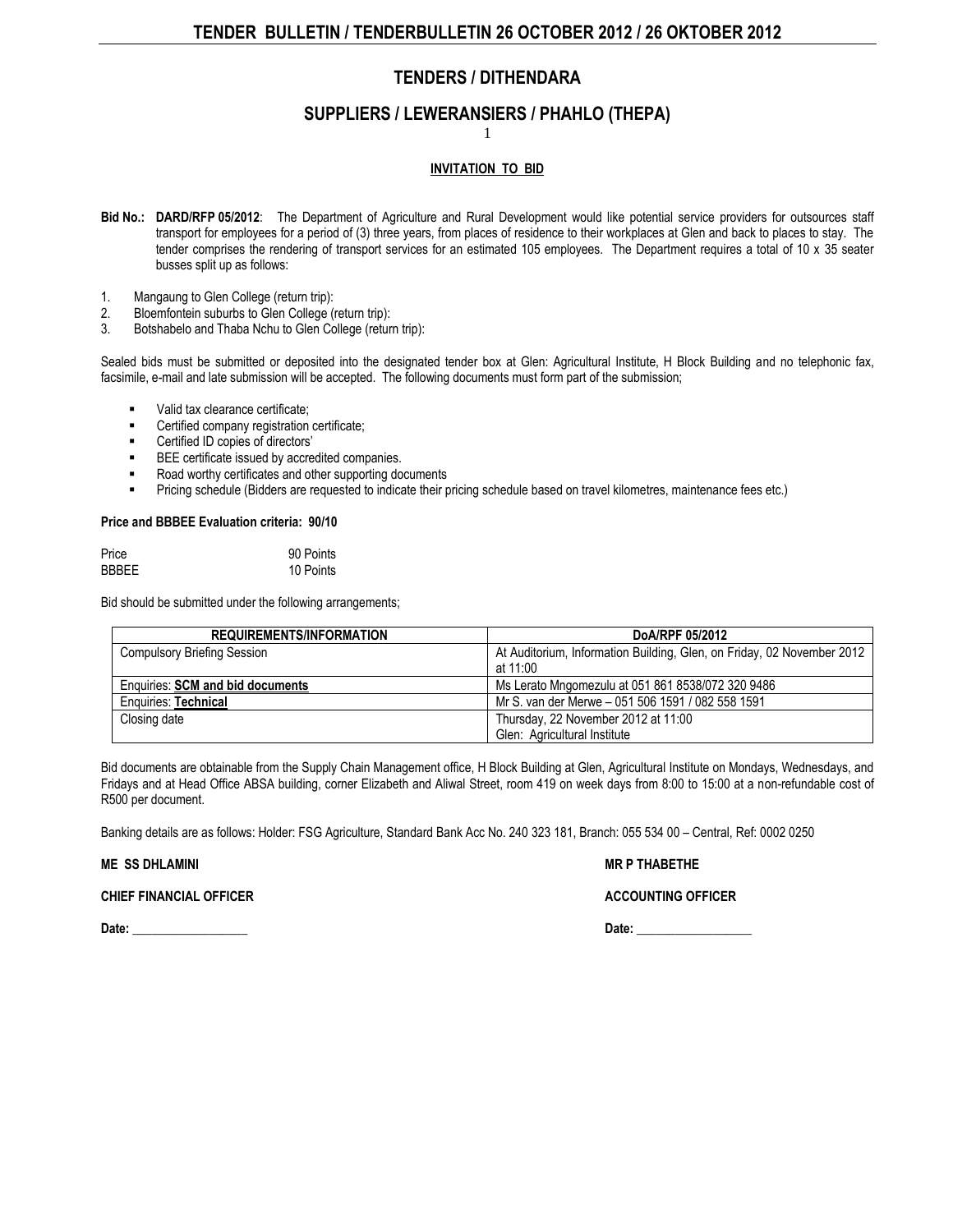## TENDERS / DITHENDARA

## SUPPLIERS / LEWERANSIERS / PHAHLO (THEPA)

1

**INVITATION TO BID**

**Bid No.: DARD/RFP 05/2012**: The Department of Agriculture and Rural Development would like potential service providers for outsources staff transport for employees for a period of (3) three years, from places of residence to their workplaces at Glen and back to places to stay. The tender comprises the rendering of transport services for an estimated 105 employees. The Department requires a total of 10 x 35 seater busses split up as follows:

1. Mangaung to Glen College (return trip):
2. Bloemfontein suburbs to Glen College (return trip):
3. Botshabelo and Thaba Nchu to Glen College (return trip):

Sealed bids must be submitted or deposited into the designated tender box at Glen: Agricultural Institute, H Block Building and no telephonic fax, facsimile, e-mail and late submission will be accepted. The following documents must form part of the submission;

- Valid tax clearance certificate;
- Certified company registration certificate;
- Certified ID copies of directors'
- BEE certificate issued by accredited companies.
- Road worthy certificates and other supporting documents
- Pricing schedule (Bidders are requested to indicate their pricing schedule based on travel kilometres, maintenance fees etc.)

**Price and BBBEE Evaluation criteria: 90/10**

| | |
|---|---|
| Price | 90 Points |
| BBBEE | 10 Points |

Bid should be submitted under the following arrangements;

| REQUIREMENTS/INFORMATION | DoA/RPF 05/2012 |
|---|---|
| Compulsory Briefing Session | At Auditorium, Information Building, Glen, on Friday, 02 November 2012 at 11:00 |
| Enquiries: **SCM and bid documents** | Ms Lerato Mngomezulu at 051 861 8538/072 320 9486 |
| Enquiries: **Technical** | Mr S. van der Merwe – 051 506 1591 / 082 558 1591 |
| Closing date | Thursday, 22 November 2012 at 11:00<br>Glen: Agricultural Institute |

Bid documents are obtainable from the Supply Chain Management office, H Block Building at Glen, Agricultural Institute on Mondays, Wednesdays, and Fridays and at Head Office ABSA building, corner Elizabeth and Aliwal Street, room 419 on week days from 8:00 to 15:00 at a non-refundable cost of R500 per document.

Banking details are as follows: Holder: FSG Agriculture, Standard Bank Acc No. 240 323 181, Branch: 055 534 00 – Central, Ref: 0002 0250

**ME SS DHLAMINI**

**CHIEF FINANCIAL OFFICER**

**Date:** ____________

**MR P THABETHE**

**ACCOUNTING OFFICER**

**Date:** ____________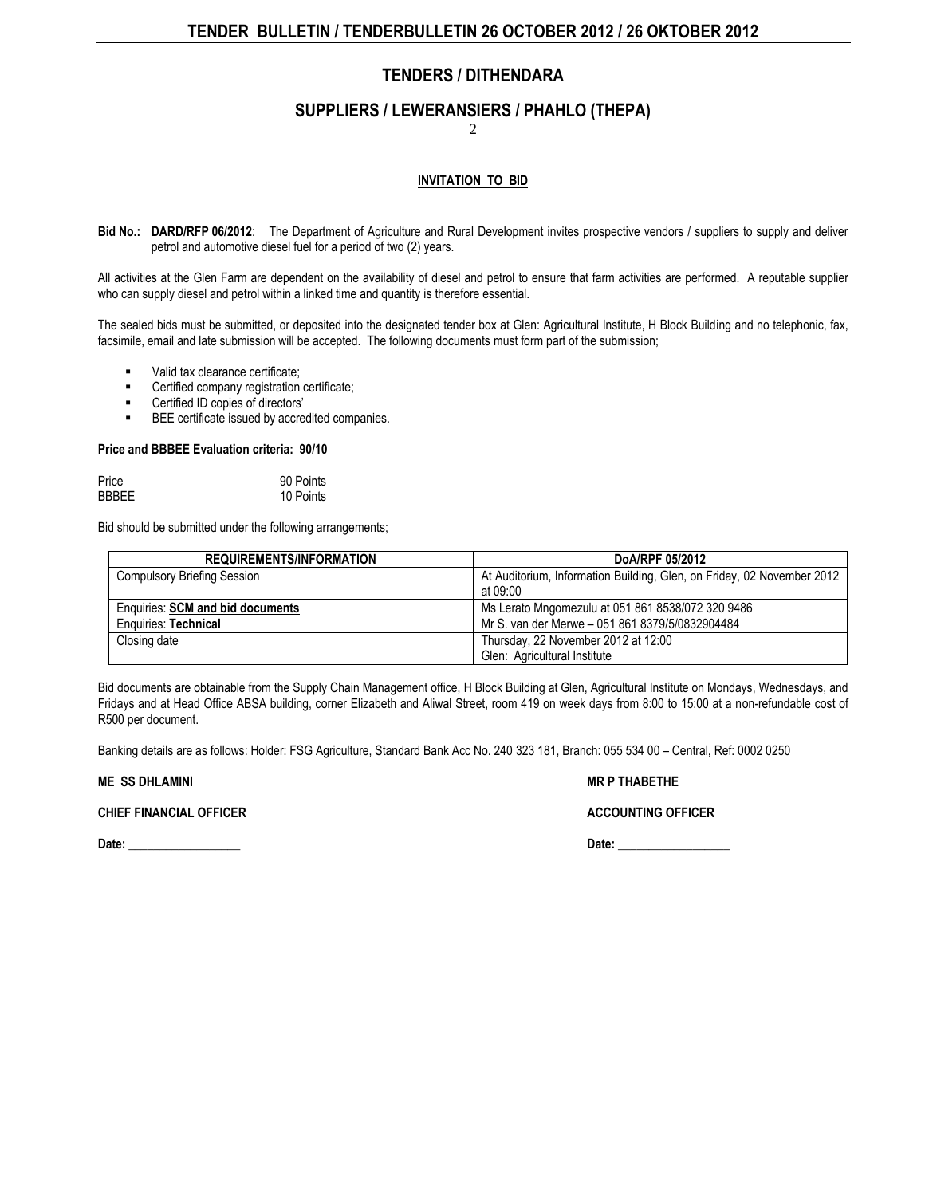## TENDERS / DITHENDARA

### SUPPLIERS / LEWERANSIERS / PHAHLO (THEPA)

#### INVITATION TO BID

**Bid No.: DARD/RFP 06/2012**: The Department of Agriculture and Rural Development invites prospective vendors / suppliers to supply and deliver petrol and automotive diesel fuel for a period of two (2) years.

All activities at the Glen Farm are dependent on the availability of diesel and petrol to ensure that farm activities are performed. A reputable supplier who can supply diesel and petrol within a linked time and quantity is therefore essential.

The sealed bids must be submitted, or deposited into the designated tender box at Glen: Agricultural Institute, H Block Building and no telephonic, fax, facsimile, email and late submission will be accepted. The following documents must form part of the submission;

- Valid tax clearance certificate;
- Certified company registration certificate;
- Certified ID copies of directors'
- BEE certificate issued by accredited companies.

**Price and BBBEE Evaluation criteria: 90/10**

| | |
|---|---|
| Price | 90 Points |
| BBBEE | 10 Points |

Bid should be submitted under the following arrangements;

| REQUIREMENTS/INFORMATION | DoA/RPF 05/2012 |
|---|---|
| Compulsory Briefing Session | At Auditorium, Information Building, Glen, on Friday, 02 November 2012 at 09:00 |
| Enquiries: **SCM and bid documents** | Ms Lerato Mngomezulu at 051 861 8538/072 320 9486 |
| Enquiries: **Technical** | Mr S. van der Merwe – 051 861 8379/5/0832904484 |
| Closing date | Thursday, 22 November 2012 at 12:00<br>Glen: Agricultural Institute |

Bid documents are obtainable from the Supply Chain Management office, H Block Building at Glen, Agricultural Institute on Mondays, Wednesdays, and Fridays and at Head Office ABSA building, corner Elizabeth and Aliwal Street, room 419 on week days from 8:00 to 15:00 at a non-refundable cost of R500 per document.

Banking details are as follows: Holder: FSG Agriculture, Standard Bank Acc No. 240 323 181, Branch: 055 534 00 – Central, Ref: 0002 0250

**ME SS DHLAMINI**

**CHIEF FINANCIAL OFFICER**

**Date:** __________________

**MR P THABETHE**

**ACCOUNTING OFFICER**

**Date:** __________________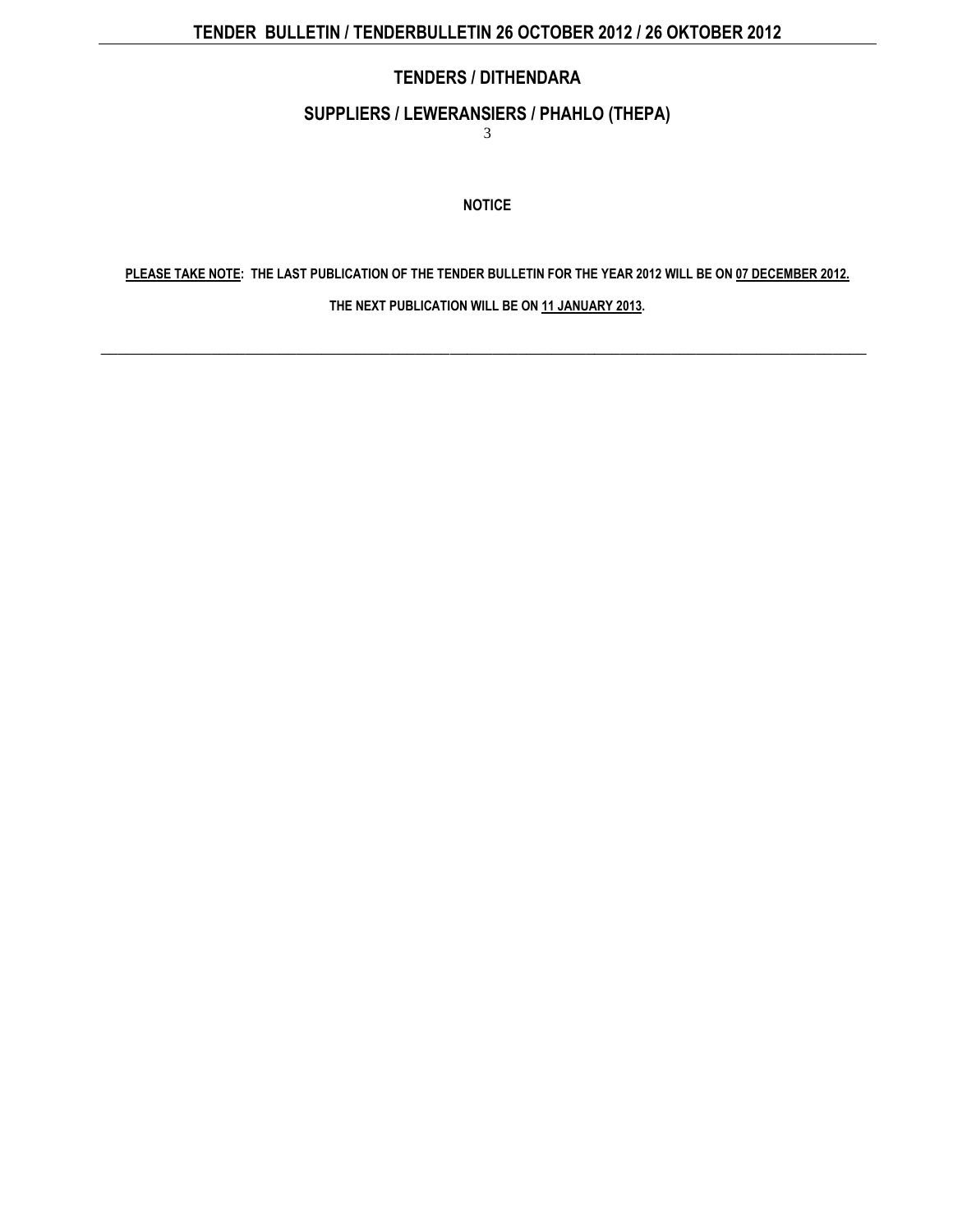# TENDERS / DITHENDARA

## SUPPLIERS / LEWERANSIERS / PHAHLO (THEPA)

**NOTICE**

**PLEASE TAKE NOTE: THE LAST PUBLICATION OF THE TENDER BULLETIN FOR THE YEAR 2012 WILL BE ON 07 DECEMBER 2012.**

**THE NEXT PUBLICATION WILL BE ON 11 JANUARY 2013.**

---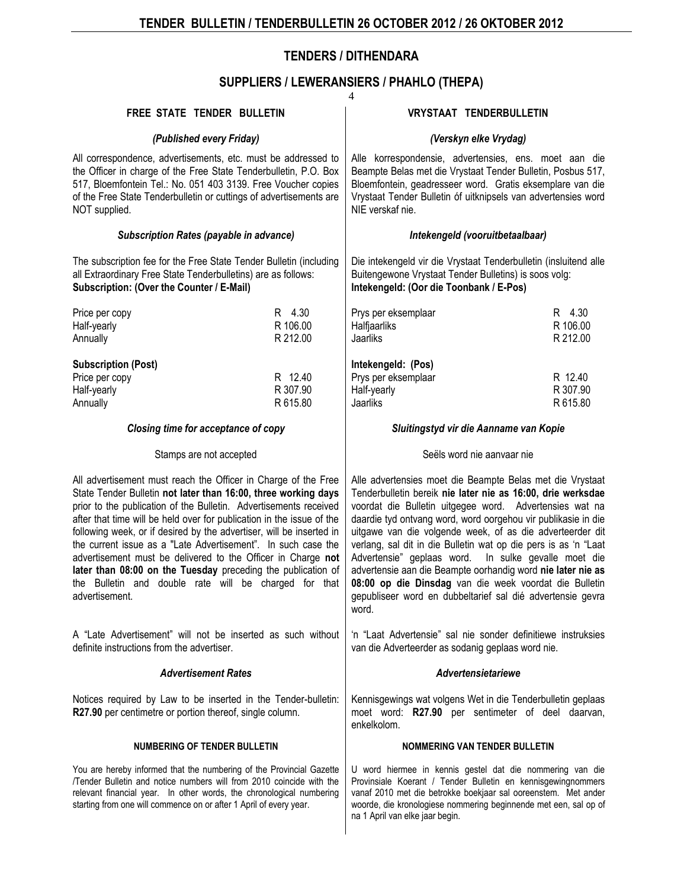# TENDERS / DITHENDARA

## SUPPLIERS / LEWERANSIERS / PHAHLO (THEPA)

### FREE STATE TENDER BULLETIN

*(Published every Friday)*

All correspondence, advertisements, etc. must be addressed to the Officer in charge of the Free State Tenderbulletin, P.O. Box 517, Bloemfontein Tel.: No. 051 403 3139. Free Voucher copies of the Free State Tenderbulletin or cuttings of advertisements are NOT supplied.

#### *Subscription Rates (payable in advance)*

The subscription fee for the Free State Tender Bulletin (including all Extraordinary Free State Tenderbulletins) are as follows:
**Subscription: (Over the Counter / E-Mail)**

| | |
|---|---|
| Price per copy | R 4.30 |
| Half-yearly | R 106.00 |
| Annually | R 212.00 |

**Subscription (Post)**

| | |
|---|---|
| Price per copy | R 12.40 |
| Half-yearly | R 307.90 |
| Annually | R 615.80 |

#### *Closing time for acceptance of copy*

Stamps are not accepted

All advertisement must reach the Officer in Charge of the Free State Tender Bulletin **not later than 16:00, three working days** prior to the publication of the Bulletin. Advertisements received after that time will be held over for publication in the issue of the following week, or if desired by the advertiser, will be inserted in the current issue as a "Late Advertisement". In such case the advertisement must be delivered to the Officer in Charge **not later than 08:00 on the Tuesday** preceding the publication of the Bulletin and double rate will be charged for that advertisement.

A "Late Advertisement" will not be inserted as such without definite instructions from the advertiser.

#### *Advertisement Rates*

Notices required by Law to be inserted in the Tender-bulletin: **R27.90** per centimetre or portion thereof, single column.

#### NUMBERING OF TENDER BULLETIN

You are hereby informed that the numbering of the Provincial Gazette /Tender Bulletin and notice numbers will from 2010 coincide with the relevant financial year. In other words, the chronological numbering starting from one will commence on or after 1 April of every year.

### VRYSTAAT TENDERBULLETIN

*(Verskyn elke Vrydag)*

Alle korrespondensie, advertensies, ens. moet aan die Beampte Belas met die Vrystaat Tender Bulletin, Posbus 517, Bloemfontein, geadresseer word. Gratis eksemplare van die Vrystaat Tender Bulletin óf uitknipsels van advertensies word NIE verskaf nie.

#### *Intekengeld (vooruitbetaalbaar)*

Die intekengeld vir die Vrystaat Tenderbulletin (insluitend alle Buitengewone Vrystaat Tender Bulletins) is soos volg:
**Intekengeld: (Oor die Toonbank / E-Pos)**

| | |
|---|---|
| Prys per eksemplaar | R 4.30 |
| Halfjaarliks | R 106.00 |
| Jaarliks | R 212.00 |

**Intekengeld: (Pos)**

| | |
|---|---|
| Prys per eksemplaar | R 12.40 |
| Half-yearly | R 307.90 |
| Jaarliks | R 615.80 |

#### *Sluitingstyd vir die Aanname van Kopie*

Seëls word nie aanvaar nie

Alle advertensies moet die Beampte Belas met die Vrystaat Tenderbulletin bereik **nie later nie as 16:00, drie werksdae** voordat die Bulletin uitgegee word. Advertensies wat na daardie tyd ontvang word, word oorgehou vir publikasie in die uitgawe van die volgende week, of as die adverteerder dit verlang, sal dit in die Bulletin wat op die pers is as 'n "Laat Advertensie" geplaas word. In sulke gevalle moet die advertensie aan die Beampte oorhandig word **nie later nie as 08:00 op die Dinsdag** van die week voordat die Bulletin gepubliseer word en dubbeltarief sal dié advertensie gevra word.

'n "Laat Advertensie" sal nie sonder definitiewe instruksies van die Adverteerder as sodanig geplaas word nie.

#### *Advertensietariewe*

Kennisgewings wat volgens Wet in die Tenderbulletin geplaas moet word: **R27.90** per sentimeter of deel daarvan, enkelkolom.

#### NOMMERING VAN TENDER BULLETIN

U word hiermee in kennis gestel dat die nommering van die Provinsiale Koerant / Tender Bulletin en kennisgewingnommers vanaf 2010 met die betrokke boekjaar sal ooreenstem. Met ander woorde, die kronologiese nommering beginnende met een, sal op of na 1 April van elke jaar begin.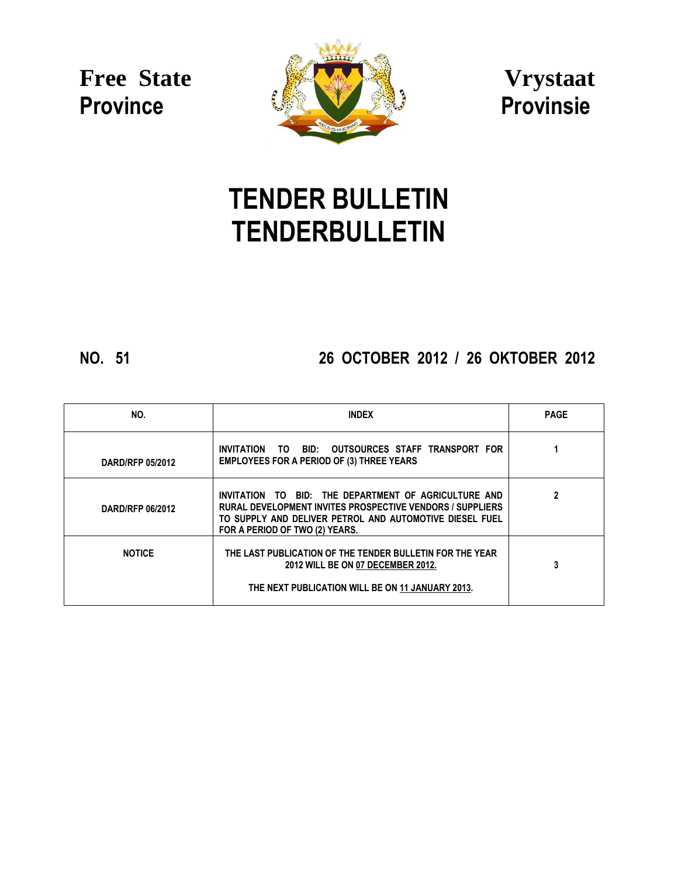**Free State Province**

**Vrystaat Provinsie**

# TENDER BULLETIN
# TENDERBULLETIN

**NO. 51** **26 OCTOBER 2012 / 26 OKTOBER 2012**

| NO. | INDEX | PAGE |
|---|---|---|
| DARD/RFP 05/2012 | INVITATION TO BID: OUTSOURCES STAFF TRANSPORT FOR EMPLOYEES FOR A PERIOD OF (3) THREE YEARS | 1 |
| DARD/RFP 06/2012 | INVITATION TO BID: THE DEPARTMENT OF AGRICULTURE AND RURAL DEVELOPMENT INVITES PROSPECTIVE VENDORS / SUPPLIERS TO SUPPLY AND DELIVER PETROL AND AUTOMOTIVE DIESEL FUEL FOR A PERIOD OF TWO (2) YEARS. | 2 |
| NOTICE | THE LAST PUBLICATION OF THE TENDER BULLETIN FOR THE YEAR 2012 WILL BE ON 07 DECEMBER 2012. THE NEXT PUBLICATION WILL BE ON 11 JANUARY 2013. | 3 |